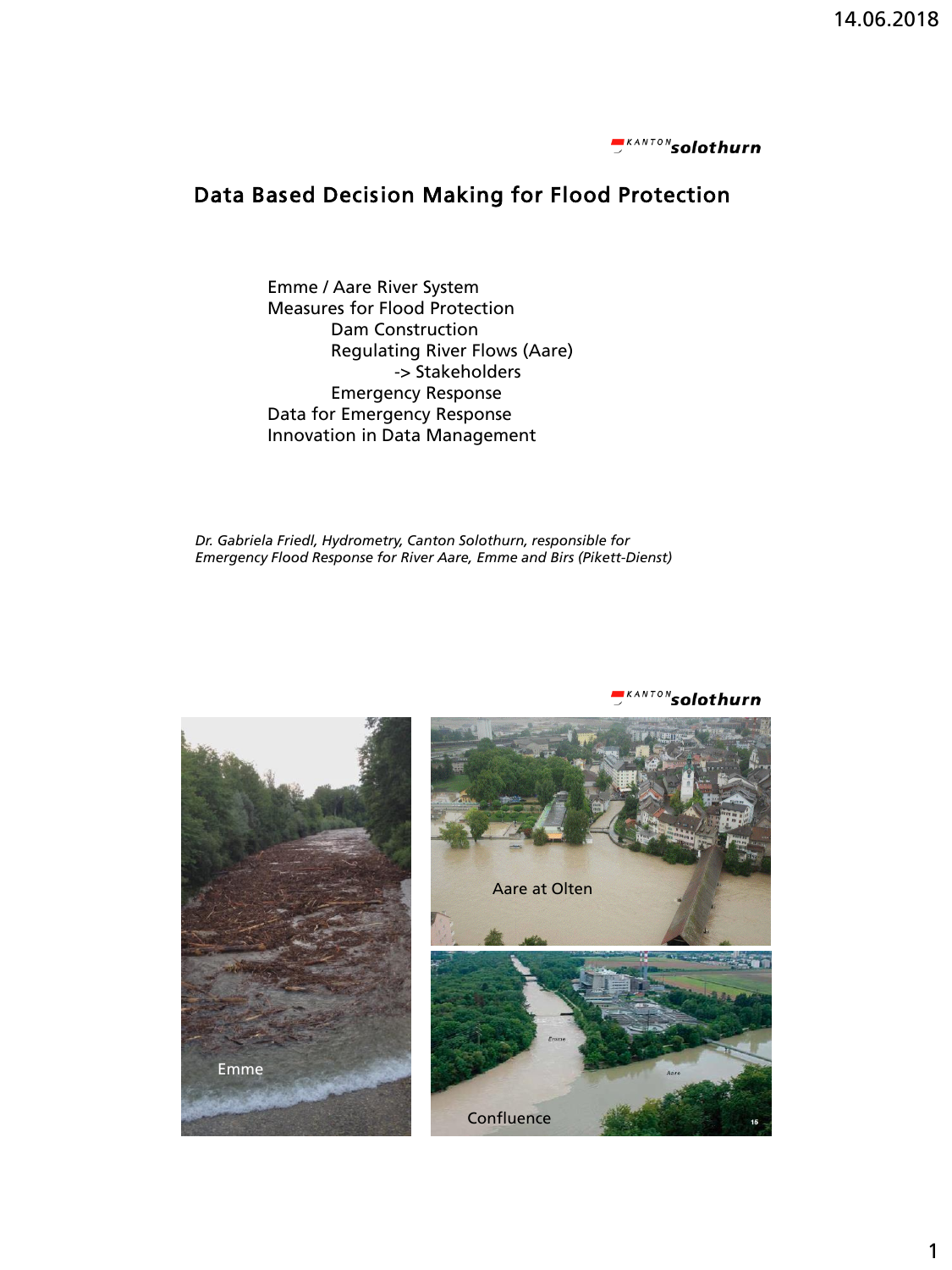KANTON solothurn

# Data Based Decision Making for Flood Protection

- Emme / Aare River System
- Measures for Flood Protection
  - Dam Construction
  - Regulating River Flows (Aare)
    - -> Stakeholders
  - Emergency Response
- Data for Emergency Response
- Innovation in Data Management

*Dr. Gabriela Friedl, Hydrometry, Canton Solothurn, responsible for Emergency Flood Response for River Aare, Emme and Birs (Pikett-Dienst)*

KANTON solothurn

Emme

Aare at Olten

Confluence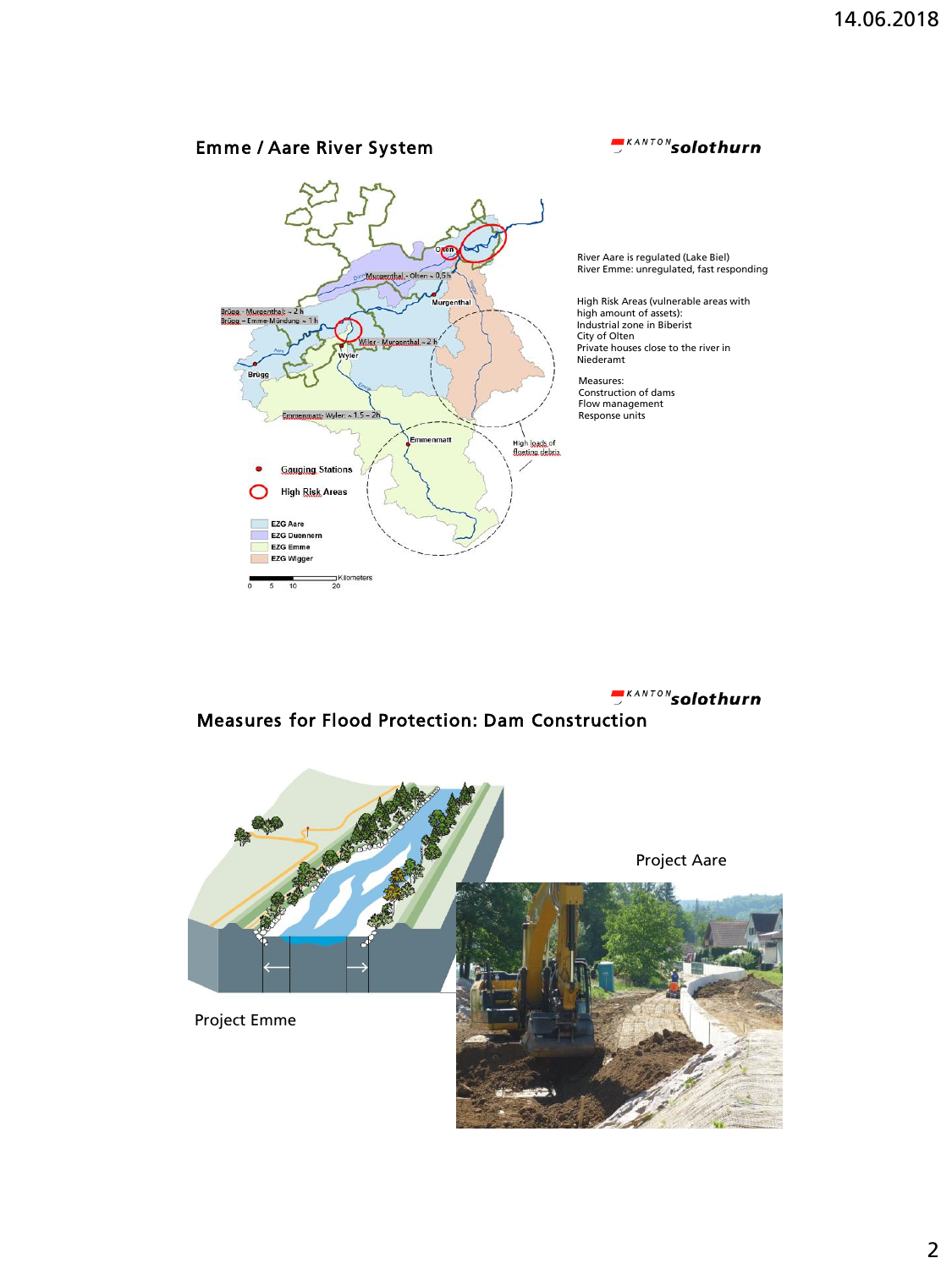## Emme / Aare River System

KANTON solothurn

River Aare is regulated (Lake Biel)
River Emme: unregulated, fast responding

High Risk Areas (vulnerable areas with high amount of assets):
Industrial zone in Biberist
City of Olten
Private houses close to the river in Niederamt

Measures:
Construction of dams
Flow management
Response units

## Measures for Flood Protection: Dam Construction

KANTON solothurn

Project Aare

Project Emme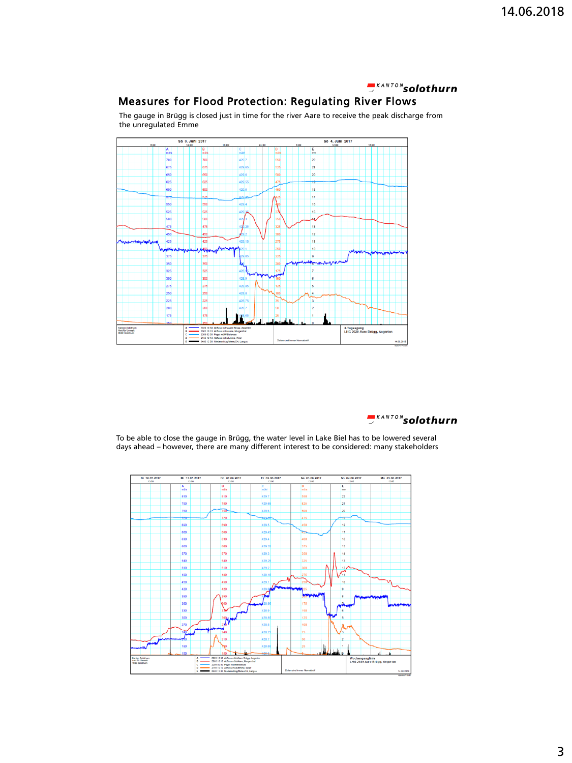## Measures for Flood Protection: Regulating River Flows

The gauge in Brügg is closed just in time for the river Aare to receive the peak discharge from the unregulated Emme

To be able to close the gauge in Brügg, the water level in Lake Biel has to be lowered several days ahead – however, there are many different interest to be considered: many stakeholders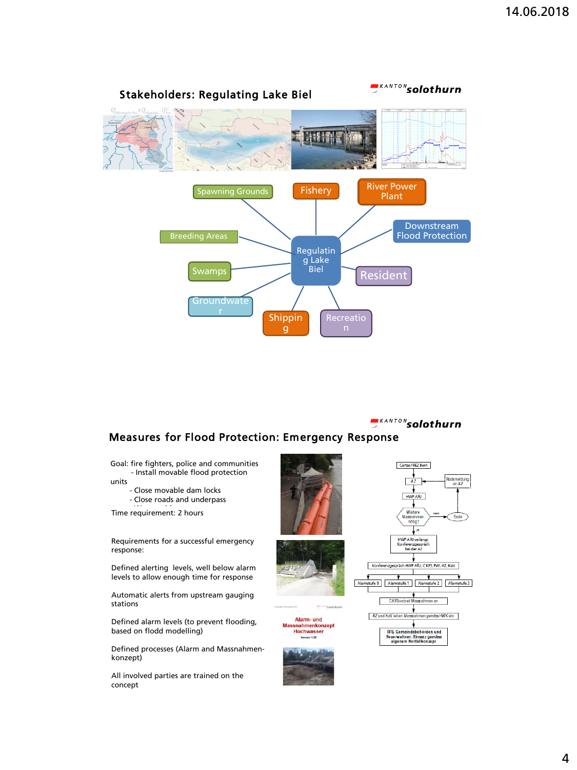## Stakeholders: Regulating Lake Biel

KANTON solothurn

Spawning Grounds

Fishery

River Power Plant

Breeding Areas

Downstream Flood Protection

Regulating Lake Biel

Swamps

Resident

Groundwater

Shipping

Recreation

## Measures for Flood Protection: Emergency Response

KANTON solothurn

Goal: fire fighters, police and communities

- Install movable flood protection units
- Close movable dam locks
- Close roads and underpass

Time requirement: 2 hours

Requirements for a successful emergency response:

Defined alerting levels, well below alarm levels to allow enough time for response

Automatic alerts from upstream gauging stations

Defined alarm levels (to prevent flooding, based on flodd modelling)

Defined processes (Alarm and Massnahmen-konzept)

All involved parties are trained on the concept

Alarm- und Massnahmenkonzept Hochwasser

Version 1.33

Certas / REZ Bern

AZ

Rückmeldung an AZ

HWP AfU

Weitere Massnahmen nötig?

nein

Ende

ja

HWP AfU verlangt Konferenzgespräch bei der AZ

Konferenzgespräch HWP AfU, CKFS, FWI, AZ, KaV

Alarmstufe 0

Alarmstufe 1

Alarmstufe 2

Alarmstufe 3

CKFS ordnet Massnahmen an

AZ und KaV leiten Massnahmen gemäss HWK ein

FFS, Gemeindebehörden und Feuerwehren: Einsatz gemäss eigenem Notfallkonzept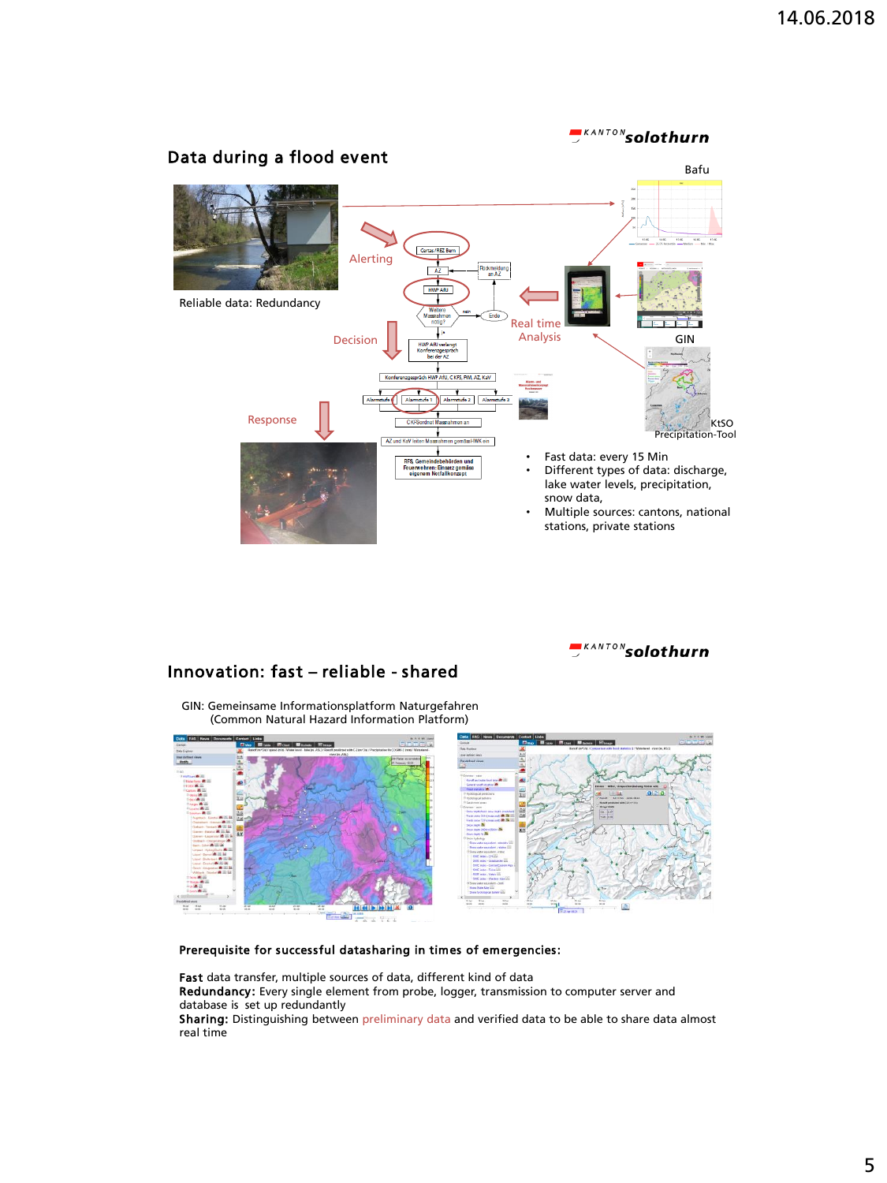## Data during a flood event

KANTON solothurn

Bafu

Alerting

Decision

Response

Real time Analysis

GIN

KtSO Precipitation-Tool

Reliable data: Redundancy

- Fast data: every 15 Min
- Different types of data: discharge, lake water levels, precipitation, snow data,
- Multiple sources: cantons, national stations, private stations

## Innovation: fast – reliable - shared

KANTON solothurn

GIN: Gemeinsame Informationsplatform Naturgefahren
(Common Natural Hazard Information Platform)

**Prerequisite for successful datasharing in times of emergencies:**

**Fast** data transfer, multiple sources of data, different kind of data
**Redundancy:** Every single element from probe, logger, transmission to computer server and database is set up redundantly
**Sharing:** Distinguishing between preliminary data and verified data to be able to share data almost real time